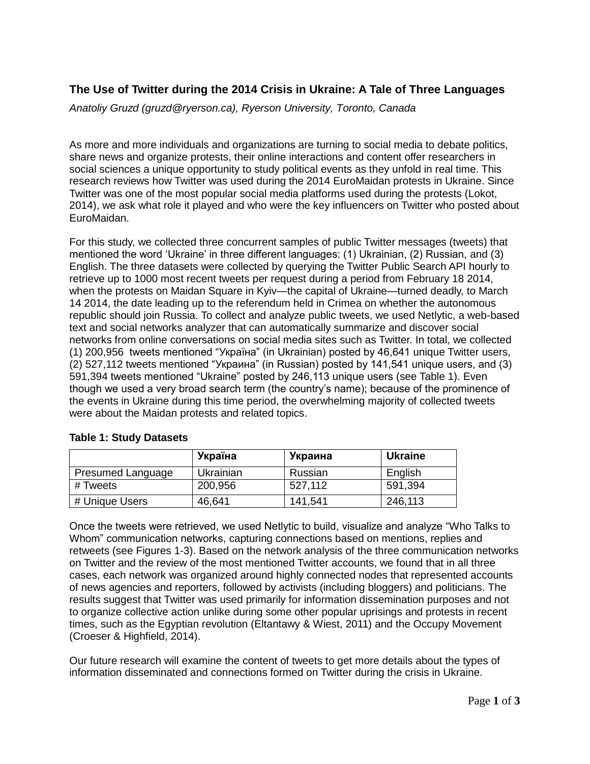# The Use of Twitter during the 2014 Crisis in Ukraine: A Tale of Three Languages

*Anatoliy Gruzd (gruzd@ryerson.ca), Ryerson University, Toronto, Canada*

As more and more individuals and organizations are turning to social media to debate politics, share news and organize protests, their online interactions and content offer researchers in social sciences a unique opportunity to study political events as they unfold in real time. This research reviews how Twitter was used during the 2014 EuroMaidan protests in Ukraine. Since Twitter was one of the most popular social media platforms used during the protests (Lokot, 2014), we ask what role it played and who were the key influencers on Twitter who posted about EuroMaidan.

For this study, we collected three concurrent samples of public Twitter messages (tweets) that mentioned the word 'Ukraine' in three different languages: (1) Ukrainian, (2) Russian, and (3) English. The three datasets were collected by querying the Twitter Public Search API hourly to retrieve up to 1000 most recent tweets per request during a period from February 18 2014, when the protests on Maidan Square in Kyiv—the capital of Ukraine—turned deadly, to March 14 2014, the date leading up to the referendum held in Crimea on whether the autonomous republic should join Russia. To collect and analyze public tweets, we used Netlytic, a web-based text and social networks analyzer that can automatically summarize and discover social networks from online conversations on social media sites such as Twitter. In total, we collected (1) 200,956 tweets mentioned "Україна" (in Ukrainian) posted by 46,641 unique Twitter users, (2) 527,112 tweets mentioned "Украина" (in Russian) posted by 141,541 unique users, and (3) 591,394 tweets mentioned "Ukraine" posted by 246,113 unique users (see Table 1). Even though we used a very broad search term (the country's name); because of the prominence of the events in Ukraine during this time period, the overwhelming majority of collected tweets were about the Maidan protests and related topics.

**Table 1: Study Datasets**

| | **Україна** | **Украина** | **Ukraine** |
|---|---|---|---|
| Presumed Language | Ukrainian | Russian | English |
| # Tweets | 200,956 | 527,112 | 591,394 |
| # Unique Users | 46,641 | 141,541 | 246,113 |

Once the tweets were retrieved, we used Netlytic to build, visualize and analyze "Who Talks to Whom" communication networks, capturing connections based on mentions, replies and retweets (see Figures 1-3). Based on the network analysis of the three communication networks on Twitter and the review of the most mentioned Twitter accounts, we found that in all three cases, each network was organized around highly connected nodes that represented accounts of news agencies and reporters, followed by activists (including bloggers) and politicians. The results suggest that Twitter was used primarily for information dissemination purposes and not to organize collective action unlike during some other popular uprisings and protests in recent times, such as the Egyptian revolution (Eltantawy & Wiest, 2011) and the Occupy Movement (Croeser & Highfield, 2014).

Our future research will examine the content of tweets to get more details about the types of information disseminated and connections formed on Twitter during the crisis in Ukraine.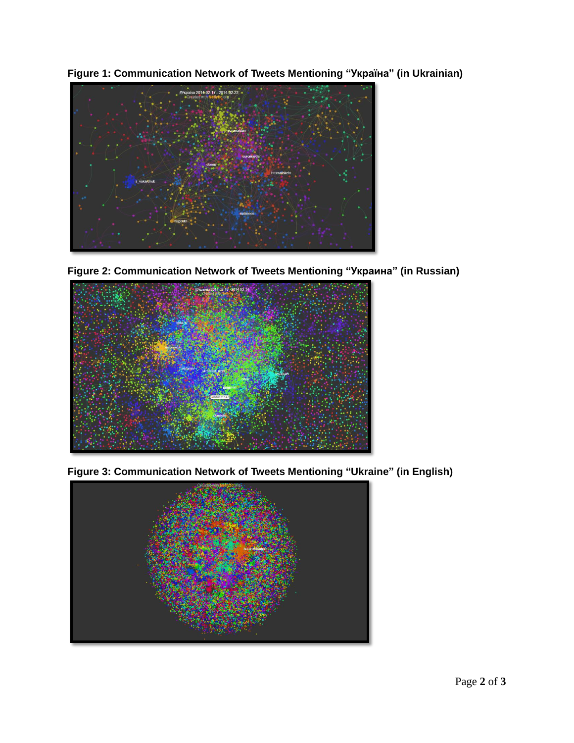**Figure 1: Communication Network of Tweets Mentioning "Україна" (in Ukrainian)**

**Figure 2: Communication Network of Tweets Mentioning "Украина" (in Russian)**

**Figure 3: Communication Network of Tweets Mentioning "Ukraine" (in English)**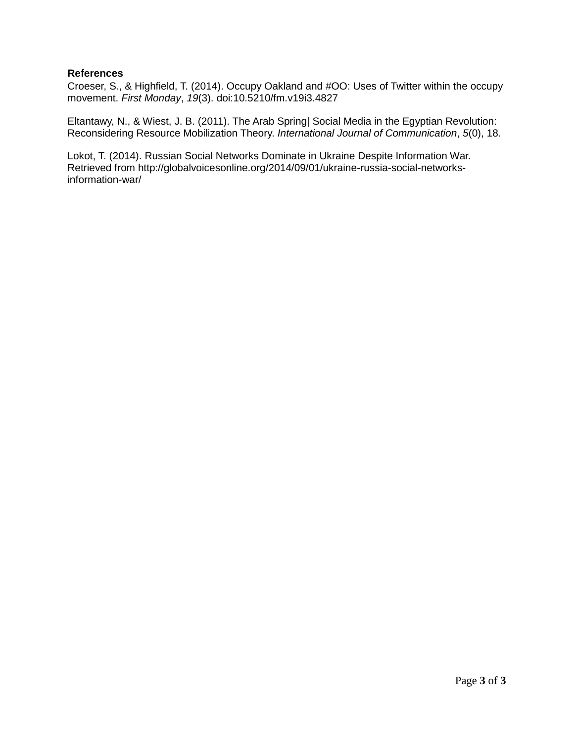**References**

Croeser, S., & Highfield, T. (2014). Occupy Oakland and #OO: Uses of Twitter within the occupy movement. *First Monday*, *19*(3). doi:10.5210/fm.v19i3.4827

Eltantawy, N., & Wiest, J. B. (2011). The Arab Spring| Social Media in the Egyptian Revolution: Reconsidering Resource Mobilization Theory. *International Journal of Communication*, *5*(0), 18.

Lokot, T. (2014). Russian Social Networks Dominate in Ukraine Despite Information War. Retrieved from http://globalvoicesonline.org/2014/09/01/ukraine-russia-social-networks-information-war/